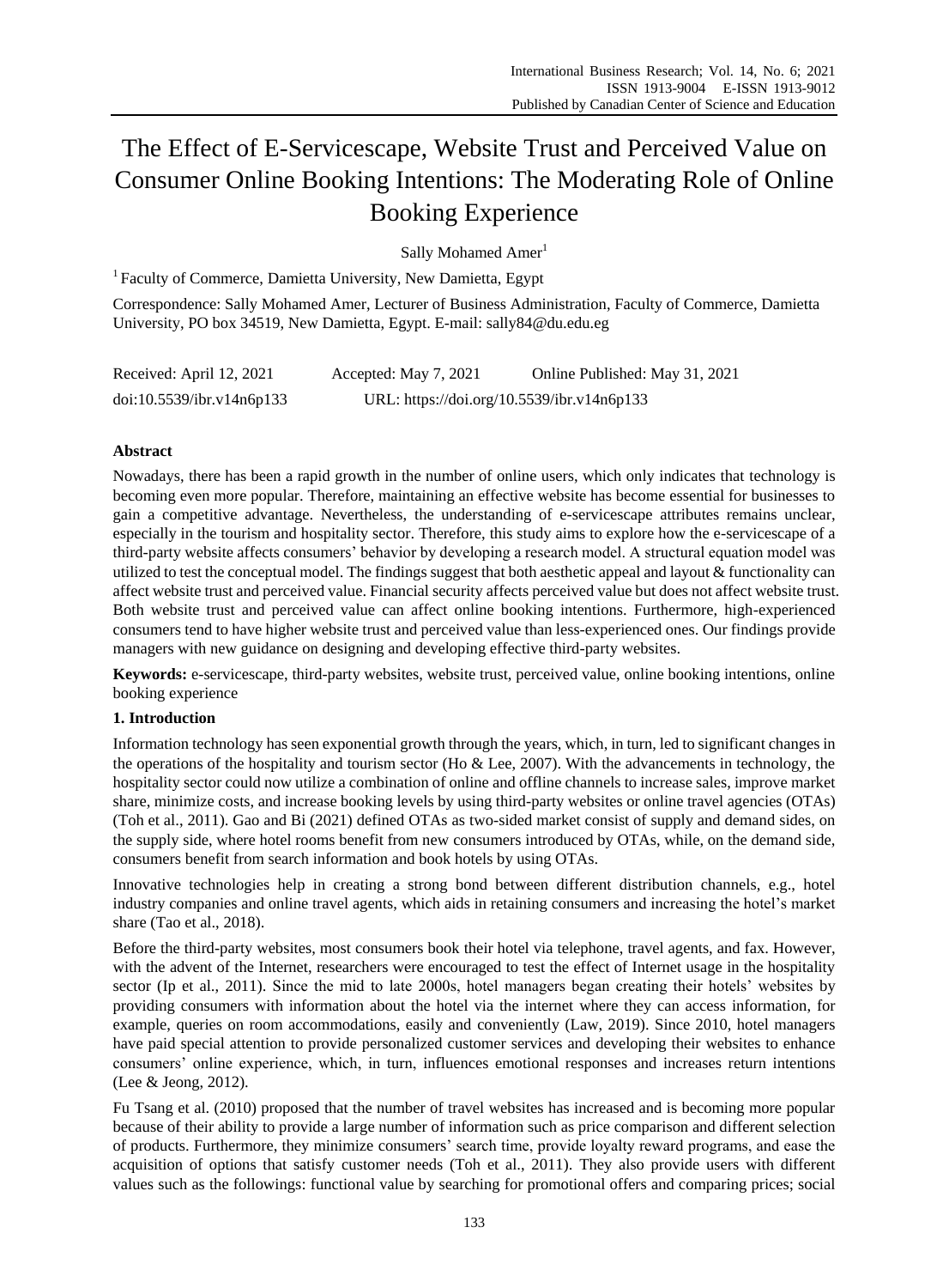# The Effect of E-Servicescape, Website Trust and Perceived Value on Consumer Online Booking Intentions: The Moderating Role of Online Booking Experience

Sally Mohamed Amer[1]

[1] Faculty of Commerce, Damietta University, New Damietta, Egypt

Correspondence: Sally Mohamed Amer, Lecturer of Business Administration, Faculty of Commerce, Damietta University, PO box 34519, New Damietta, Egypt. E-mail: sally84@du.edu.eg

Received: April 12, 2021 Accepted: May 7, 2021 Online Published: May 31, 2021

doi:10.5539/ibr.v14n6p133 URL: https://doi.org/10.5539/ibr.v14n6p133

## Abstract

Nowadays, there has been a rapid growth in the number of online users, which only indicates that technology is becoming even more popular. Therefore, maintaining an effective website has become essential for businesses to gain a competitive advantage. Nevertheless, the understanding of e-servicescape attributes remains unclear, especially in the tourism and hospitality sector. Therefore, this study aims to explore how the e-servicescape of a third-party website affects consumers' behavior by developing a research model. A structural equation model was utilized to test the conceptual model. The findings suggest that both aesthetic appeal and layout & functionality can affect website trust and perceived value. Financial security affects perceived value but does not affect website trust. Both website trust and perceived value can affect online booking intentions. Furthermore, high-experienced consumers tend to have higher website trust and perceived value than less-experienced ones. Our findings provide managers with new guidance on designing and developing effective third-party websites.

**Keywords:** e-servicescape, third-party websites, website trust, perceived value, online booking intentions, online booking experience

## 1. Introduction

Information technology has seen exponential growth through the years, which, in turn, led to significant changes in the operations of the hospitality and tourism sector (Ho & Lee, 2007). With the advancements in technology, the hospitality sector could now utilize a combination of online and offline channels to increase sales, improve market share, minimize costs, and increase booking levels by using third-party websites or online travel agencies (OTAs) (Toh et al., 2011). Gao and Bi (2021) defined OTAs as two-sided market consist of supply and demand sides, on the supply side, where hotel rooms benefit from new consumers introduced by OTAs, while, on the demand side, consumers benefit from search information and book hotels by using OTAs.

Innovative technologies help in creating a strong bond between different distribution channels, e.g., hotel industry companies and online travel agents, which aids in retaining consumers and increasing the hotel's market share (Tao et al., 2018).

Before the third-party websites, most consumers book their hotel via telephone, travel agents, and fax. However, with the advent of the Internet, researchers were encouraged to test the effect of Internet usage in the hospitality sector (Ip et al., 2011). Since the mid to late 2000s, hotel managers began creating their hotels' websites by providing consumers with information about the hotel via the internet where they can access information, for example, queries on room accommodations, easily and conveniently (Law, 2019). Since 2010, hotel managers have paid special attention to provide personalized customer services and developing their websites to enhance consumers' online experience, which, in turn, influences emotional responses and increases return intentions (Lee & Jeong, 2012).

Fu Tsang et al. (2010) proposed that the number of travel websites has increased and is becoming more popular because of their ability to provide a large number of information such as price comparison and different selection of products. Furthermore, they minimize consumers' search time, provide loyalty reward programs, and ease the acquisition of options that satisfy customer needs (Toh et al., 2011). They also provide users with different values such as the followings: functional value by searching for promotional offers and comparing prices; social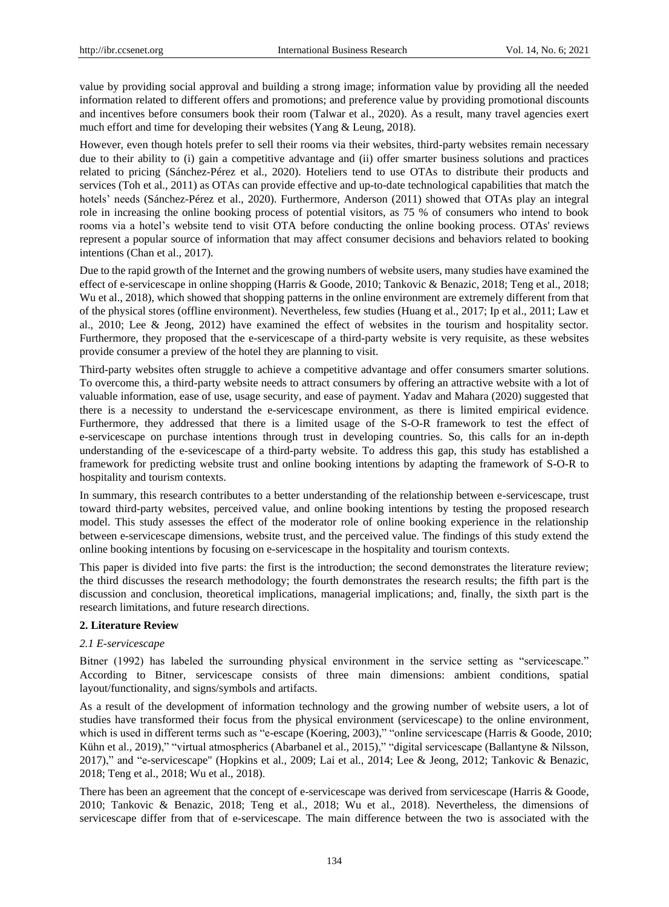value by providing social approval and building a strong image; information value by providing all the needed information related to different offers and promotions; and preference value by providing promotional discounts and incentives before consumers book their room (Talwar et al., 2020). As a result, many travel agencies exert much effort and time for developing their websites (Yang & Leung, 2018).

However, even though hotels prefer to sell their rooms via their websites, third-party websites remain necessary due to their ability to (i) gain a competitive advantage and (ii) offer smarter business solutions and practices related to pricing (Sánchez-Pérez et al., 2020). Hoteliers tend to use OTAs to distribute their products and services (Toh et al., 2011) as OTAs can provide effective and up-to-date technological capabilities that match the hotels' needs (Sánchez-Pérez et al., 2020). Furthermore, Anderson (2011) showed that OTAs play an integral role in increasing the online booking process of potential visitors, as 75 % of consumers who intend to book rooms via a hotel's website tend to visit OTA before conducting the online booking process. OTAs' reviews represent a popular source of information that may affect consumer decisions and behaviors related to booking intentions (Chan et al., 2017).

Due to the rapid growth of the Internet and the growing numbers of website users, many studies have examined the effect of e-servicescape in online shopping (Harris & Goode, 2010; Tankovic & Benazic, 2018; Teng et al., 2018; Wu et al., 2018), which showed that shopping patterns in the online environment are extremely different from that of the physical stores (offline environment). Nevertheless, few studies (Huang et al., 2017; Ip et al., 2011; Law et al., 2010; Lee & Jeong, 2012) have examined the effect of websites in the tourism and hospitality sector. Furthermore, they proposed that the e-servicescape of a third-party website is very requisite, as these websites provide consumer a preview of the hotel they are planning to visit.

Third-party websites often struggle to achieve a competitive advantage and offer consumers smarter solutions. To overcome this, a third-party website needs to attract consumers by offering an attractive website with a lot of valuable information, ease of use, usage security, and ease of payment. Yadav and Mahara (2020) suggested that there is a necessity to understand the e-servicescape environment, as there is limited empirical evidence. Furthermore, they addressed that there is a limited usage of the S-O-R framework to test the effect of e-servicescape on purchase intentions through trust in developing countries. So, this calls for an in-depth understanding of the e-sevicescape of a third-party website. To address this gap, this study has established a framework for predicting website trust and online booking intentions by adapting the framework of S-O-R to hospitality and tourism contexts.

In summary, this research contributes to a better understanding of the relationship between e-servicescape, trust toward third-party websites, perceived value, and online booking intentions by testing the proposed research model. This study assesses the effect of the moderator role of online booking experience in the relationship between e-servicescape dimensions, website trust, and the perceived value. The findings of this study extend the online booking intentions by focusing on e-servicescape in the hospitality and tourism contexts.

This paper is divided into five parts: the first is the introduction; the second demonstrates the literature review; the third discusses the research methodology; the fourth demonstrates the research results; the fifth part is the discussion and conclusion, theoretical implications, managerial implications; and, finally, the sixth part is the research limitations, and future research directions.

## 2. Literature Review

### *2.1 E-servicescape*

Bitner (1992) has labeled the surrounding physical environment in the service setting as "servicescape." According to Bitner, servicescape consists of three main dimensions: ambient conditions, spatial layout/functionality, and signs/symbols and artifacts.

As a result of the development of information technology and the growing number of website users, a lot of studies have transformed their focus from the physical environment (servicescape) to the online environment, which is used in different terms such as "e-escape (Koering, 2003)," "online servicescape (Harris & Goode, 2010; Kühn et al., 2019)," "virtual atmospherics (Abarbanel et al., 2015)," "digital servicescape (Ballantyne & Nilsson, 2017)," and "e-servicescape" (Hopkins et al., 2009; Lai et al., 2014; Lee & Jeong, 2012; Tankovic & Benazic, 2018; Teng et al., 2018; Wu et al., 2018).

There has been an agreement that the concept of e-servicescape was derived from servicescape (Harris & Goode, 2010; Tankovic & Benazic, 2018; Teng et al., 2018; Wu et al., 2018). Nevertheless, the dimensions of servicescape differ from that of e-servicescape. The main difference between the two is associated with the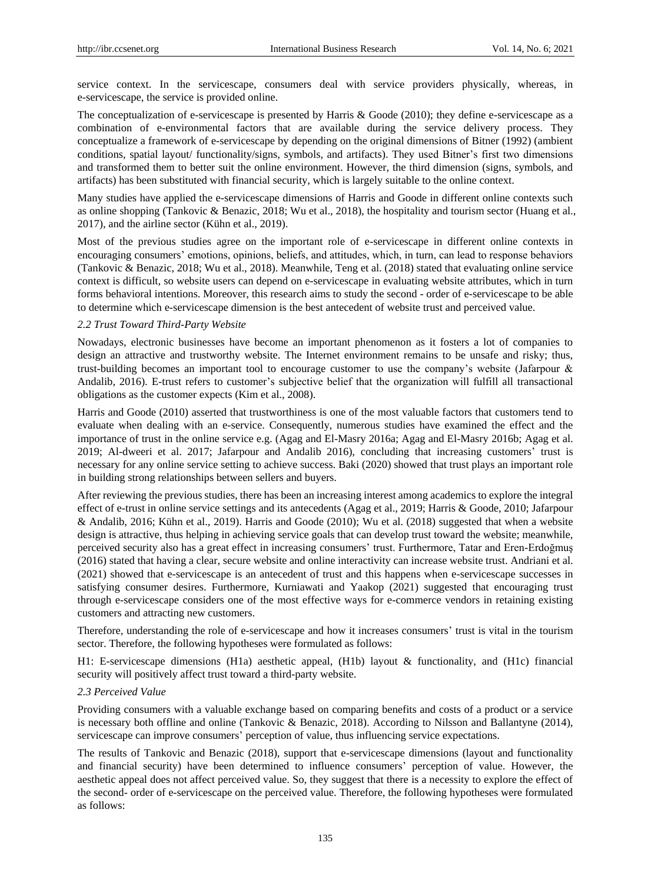service context. In the servicescape, consumers deal with service providers physically, whereas, in e-servicescape, the service is provided online.

The conceptualization of e-servicescape is presented by Harris & Goode (2010); they define e-servicescape as a combination of e-environmental factors that are available during the service delivery process. They conceptualize a framework of e-servicescape by depending on the original dimensions of Bitner (1992) (ambient conditions, spatial layout/ functionality/signs, symbols, and artifacts). They used Bitner's first two dimensions and transformed them to better suit the online environment. However, the third dimension (signs, symbols, and artifacts) has been substituted with financial security, which is largely suitable to the online context.

Many studies have applied the e-servicescape dimensions of Harris and Goode in different online contexts such as online shopping (Tankovic & Benazic, 2018; Wu et al., 2018), the hospitality and tourism sector (Huang et al., 2017), and the airline sector (Kühn et al., 2019).

Most of the previous studies agree on the important role of e-servicescape in different online contexts in encouraging consumers' emotions, opinions, beliefs, and attitudes, which, in turn, can lead to response behaviors (Tankovic & Benazic, 2018; Wu et al., 2018). Meanwhile, Teng et al. (2018) stated that evaluating online service context is difficult, so website users can depend on e-servicescape in evaluating website attributes, which in turn forms behavioral intentions. Moreover, this research aims to study the second - order of e-servicescape to be able to determine which e-servicescape dimension is the best antecedent of website trust and perceived value.

### *2.2 Trust Toward Third-Party Website*

Nowadays, electronic businesses have become an important phenomenon as it fosters a lot of companies to design an attractive and trustworthy website. The Internet environment remains to be unsafe and risky; thus, trust-building becomes an important tool to encourage customer to use the company's website (Jafarpour & Andalib, 2016). E-trust refers to customer's subjective belief that the organization will fulfill all transactional obligations as the customer expects (Kim et al., 2008).

Harris and Goode (2010) asserted that trustworthiness is one of the most valuable factors that customers tend to evaluate when dealing with an e-service. Consequently, numerous studies have examined the effect and the importance of trust in the online service e.g. (Agag and El-Masry 2016a; Agag and El-Masry 2016b; Agag et al. 2019; Al-dweeri et al. 2017; Jafarpour and Andalib 2016), concluding that increasing customers' trust is necessary for any online service setting to achieve success. Baki (2020) showed that trust plays an important role in building strong relationships between sellers and buyers.

After reviewing the previous studies, there has been an increasing interest among academics to explore the integral effect of e-trust in online service settings and its antecedents (Agag et al., 2019; Harris & Goode, 2010; Jafarpour & Andalib, 2016; Kühn et al., 2019). Harris and Goode (2010); Wu et al. (2018) suggested that when a website design is attractive, thus helping in achieving service goals that can develop trust toward the website; meanwhile, perceived security also has a great effect in increasing consumers' trust. Furthermore, Tatar and Eren-Erdoğmuş (2016) stated that having a clear, secure website and online interactivity can increase website trust. Andriani et al. (2021) showed that e-servicescape is an antecedent of trust and this happens when e-servicescape successes in satisfying consumer desires. Furthermore, Kurniawati and Yaakop (2021) suggested that encouraging trust through e-servicescape considers one of the most effective ways for e-commerce vendors in retaining existing customers and attracting new customers.

Therefore, understanding the role of e-servicescape and how it increases consumers' trust is vital in the tourism sector. Therefore, the following hypotheses were formulated as follows:

H1: E-servicescape dimensions (H1a) aesthetic appeal, (H1b) layout & functionality, and (H1c) financial security will positively affect trust toward a third-party website.

### *2.3 Perceived Value*

Providing consumers with a valuable exchange based on comparing benefits and costs of a product or a service is necessary both offline and online (Tankovic & Benazic, 2018). According to Nilsson and Ballantyne (2014), servicescape can improve consumers' perception of value, thus influencing service expectations.

The results of Tankovic and Benazic (2018), support that e-servicescape dimensions (layout and functionality and financial security) have been determined to influence consumers' perception of value. However, the aesthetic appeal does not affect perceived value. So, they suggest that there is a necessity to explore the effect of the second- order of e-servicescape on the perceived value. Therefore, the following hypotheses were formulated as follows: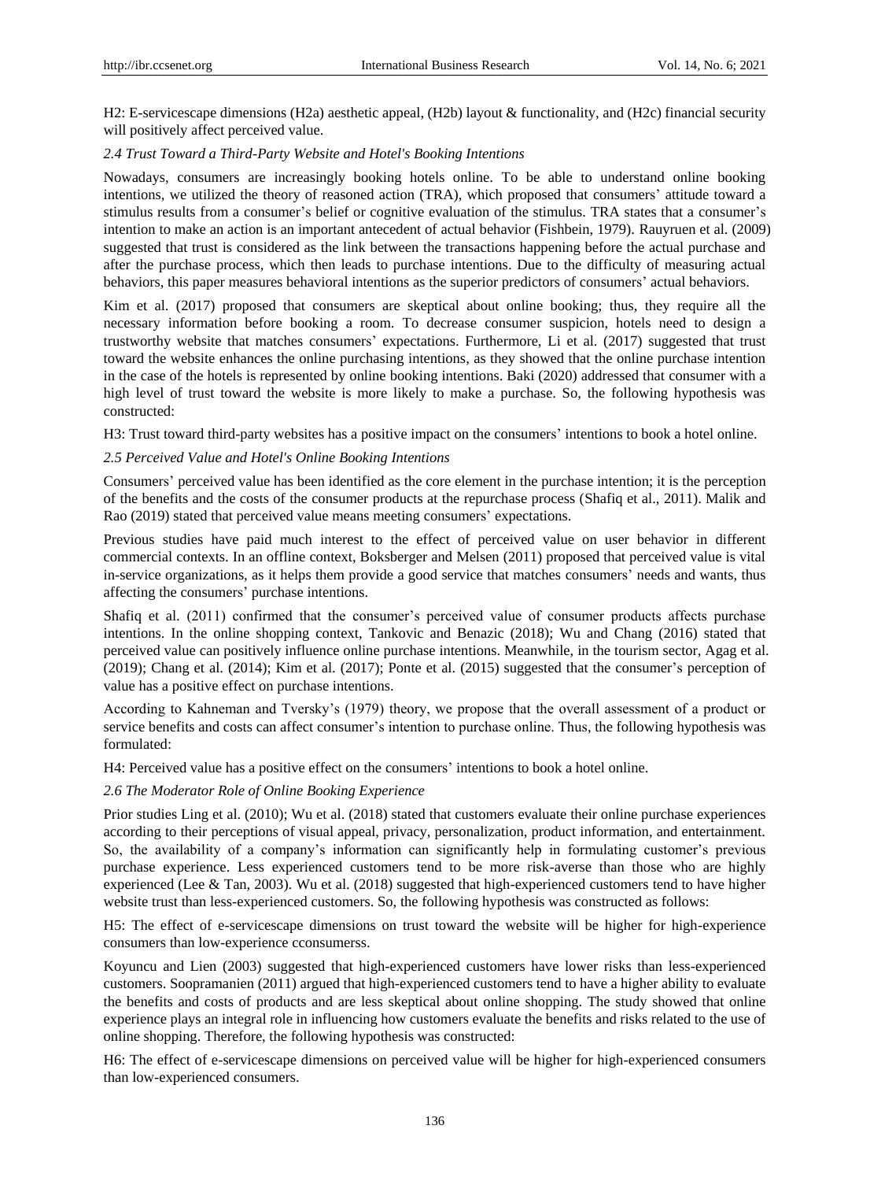H2: E-servicescape dimensions (H2a) aesthetic appeal, (H2b) layout & functionality, and (H2c) financial security will positively affect perceived value.

### *2.4 Trust Toward a Third-Party Website and Hotel's Booking Intentions*

Nowadays, consumers are increasingly booking hotels online. To be able to understand online booking intentions, we utilized the theory of reasoned action (TRA), which proposed that consumers' attitude toward a stimulus results from a consumer's belief or cognitive evaluation of the stimulus. TRA states that a consumer's intention to make an action is an important antecedent of actual behavior (Fishbein, 1979). Rauyruen et al. (2009) suggested that trust is considered as the link between the transactions happening before the actual purchase and after the purchase process, which then leads to purchase intentions. Due to the difficulty of measuring actual behaviors, this paper measures behavioral intentions as the superior predictors of consumers' actual behaviors.

Kim et al. (2017) proposed that consumers are skeptical about online booking; thus, they require all the necessary information before booking a room. To decrease consumer suspicion, hotels need to design a trustworthy website that matches consumers' expectations. Furthermore, Li et al. (2017) suggested that trust toward the website enhances the online purchasing intentions, as they showed that the online purchase intention in the case of the hotels is represented by online booking intentions. Baki (2020) addressed that consumer with a high level of trust toward the website is more likely to make a purchase. So, the following hypothesis was constructed:

H3: Trust toward third-party websites has a positive impact on the consumers' intentions to book a hotel online.

### *2.5 Perceived Value and Hotel's Online Booking Intentions*

Consumers' perceived value has been identified as the core element in the purchase intention; it is the perception of the benefits and the costs of the consumer products at the repurchase process (Shafiq et al., 2011). Malik and Rao (2019) stated that perceived value means meeting consumers' expectations.

Previous studies have paid much interest to the effect of perceived value on user behavior in different commercial contexts. In an offline context, Boksberger and Melsen (2011) proposed that perceived value is vital in-service organizations, as it helps them provide a good service that matches consumers' needs and wants, thus affecting the consumers' purchase intentions.

Shafiq et al. (2011) confirmed that the consumer's perceived value of consumer products affects purchase intentions. In the online shopping context, Tankovic and Benazic (2018); Wu and Chang (2016) stated that perceived value can positively influence online purchase intentions. Meanwhile, in the tourism sector, Agag et al. (2019); Chang et al. (2014); Kim et al. (2017); Ponte et al. (2015) suggested that the consumer's perception of value has a positive effect on purchase intentions.

According to Kahneman and Tversky's (1979) theory, we propose that the overall assessment of a product or service benefits and costs can affect consumer's intention to purchase online. Thus, the following hypothesis was formulated:

H4: Perceived value has a positive effect on the consumers' intentions to book a hotel online.

### *2.6 The Moderator Role of Online Booking Experience*

Prior studies Ling et al. (2010); Wu et al. (2018) stated that customers evaluate their online purchase experiences according to their perceptions of visual appeal, privacy, personalization, product information, and entertainment. So, the availability of a company's information can significantly help in formulating customer's previous purchase experience. Less experienced customers tend to be more risk-averse than those who are highly experienced (Lee & Tan, 2003). Wu et al. (2018) suggested that high-experienced customers tend to have higher website trust than less-experienced customers. So, the following hypothesis was constructed as follows:

H5: The effect of e-servicescape dimensions on trust toward the website will be higher for high-experience consumers than low-experience cconsumerss.

Koyuncu and Lien (2003) suggested that high-experienced customers have lower risks than less-experienced customers. Soopramanien (2011) argued that high-experienced customers tend to have a higher ability to evaluate the benefits and costs of products and are less skeptical about online shopping. The study showed that online experience plays an integral role in influencing how customers evaluate the benefits and risks related to the use of online shopping. Therefore, the following hypothesis was constructed:

H6: The effect of e-servicescape dimensions on perceived value will be higher for high-experienced consumers than low-experienced consumers.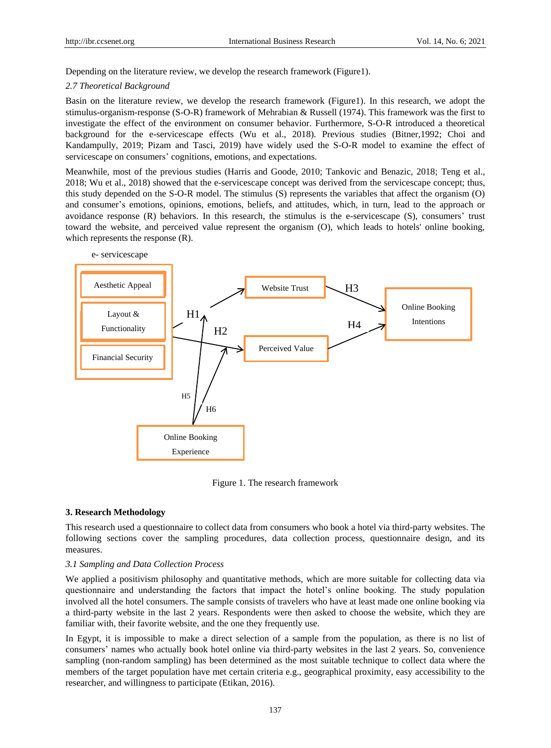Depending on the literature review, we develop the research framework (Figure1).

*2.7 Theoretical Background*

Basin on the literature review, we develop the research framework (Figure1). In this research, we adopt the stimulus-organism-response (S-O-R) framework of Mehrabian & Russell (1974). This framework was the first to investigate the effect of the environment on consumer behavior. Furthermore, S-O-R introduced a theoretical background for the e-servicescape effects (Wu et al., 2018). Previous studies (Bitner,1992; Choi and Kandampully, 2019; Pizam and Tasci, 2019) have widely used the S-O-R model to examine the effect of servicescape on consumers' cognitions, emotions, and expectations.

Meanwhile, most of the previous studies (Harris and Goode, 2010; Tankovic and Benazic, 2018; Teng et al., 2018; Wu et al., 2018) showed that the e-servicescape concept was derived from the servicescape concept; thus, this study depended on the S-O-R model. The stimulus (S) represents the variables that affect the organism (O) and consumer's emotions, opinions, emotions, beliefs, and attitudes, which, in turn, lead to the approach or avoidance response (R) behaviors. In this research, the stimulus is the e-servicescape (S), consumers' trust toward the website, and perceived value represent the organism (O), which leads to hotels' online booking, which represents the response (R).

e- servicescape

Aesthetic Appeal

Layout & Functionality

Financial Security

Website Trust

Perceived Value

Online Booking Intentions

Online Booking Experience

H1 H2 H3 H4 H5 H6

Figure 1. The research framework

## 3. Research Methodology

This research used a questionnaire to collect data from consumers who book a hotel via third-party websites. The following sections cover the sampling procedures, data collection process, questionnaire design, and its measures.

*3.1 Sampling and Data Collection Process*

We applied a positivism philosophy and quantitative methods, which are more suitable for collecting data via questionnaire and understanding the factors that impact the hotel's online booking. The study population involved all the hotel consumers. The sample consists of travelers who have at least made one online booking via a third-party website in the last 2 years. Respondents were then asked to choose the website, which they are familiar with, their favorite website, and the one they frequently use.

In Egypt, it is impossible to make a direct selection of a sample from the population, as there is no list of consumers' names who actually book hotel online via third-party websites in the last 2 years. So, convenience sampling (non-random sampling) has been determined as the most suitable technique to collect data where the members of the target population have met certain criteria e.g., geographical proximity, easy accessibility to the researcher, and willingness to participate (Etikan, 2016).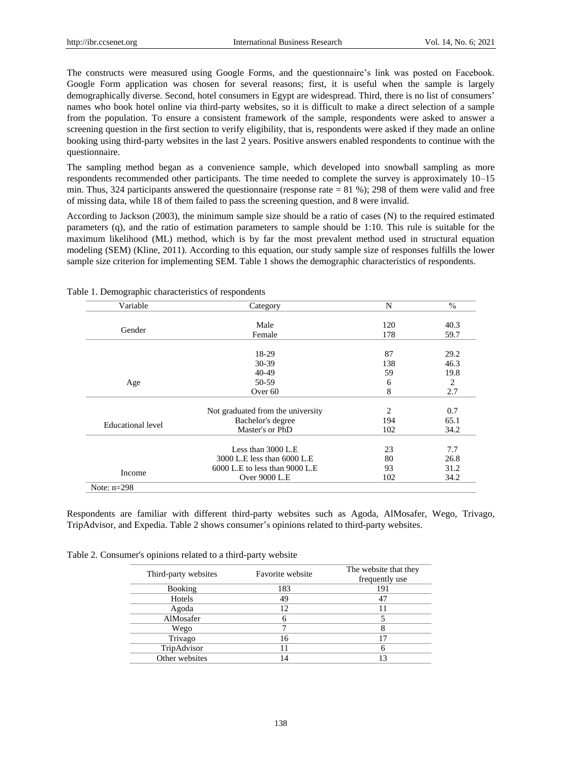The constructs were measured using Google Forms, and the questionnaire's link was posted on Facebook. Google Form application was chosen for several reasons; first, it is useful when the sample is largely demographically diverse. Second, hotel consumers in Egypt are widespread. Third, there is no list of consumers' names who book hotel online via third-party websites, so it is difficult to make a direct selection of a sample from the population. To ensure a consistent framework of the sample, respondents were asked to answer a screening question in the first section to verify eligibility, that is, respondents were asked if they made an online booking using third-party websites in the last 2 years. Positive answers enabled respondents to continue with the questionnaire.

The sampling method began as a convenience sample, which developed into snowball sampling as more respondents recommended other participants. The time needed to complete the survey is approximately 10–15 min. Thus, 324 participants answered the questionnaire (response rate = 81 %); 298 of them were valid and free of missing data, while 18 of them failed to pass the screening question, and 8 were invalid.

According to Jackson (2003), the minimum sample size should be a ratio of cases (N) to the required estimated parameters (q), and the ratio of estimation parameters to sample should be 1:10. This rule is suitable for the maximum likelihood (ML) method, which is by far the most prevalent method used in structural equation modeling (SEM) (Kline, 2011). According to this equation, our study sample size of responses fulfills the lower sample size criterion for implementing SEM. Table 1 shows the demographic characteristics of respondents.

Table 1. Demographic characteristics of respondents

| Variable | Category | N | % |
|---|---|---|---|
| Gender | Male | 120 | 40.3 |
| | Female | 178 | 59.7 |
| Age | 18-29 | 87 | 29.2 |
| | 30-39 | 138 | 46.3 |
| | 40-49 | 59 | 19.8 |
| | 50-59 | 6 | 2 |
| | Over 60 | 8 | 2.7 |
| Educational level | Not graduated from the university | 2 | 0.7 |
| | Bachelor's degree | 194 | 65.1 |
| | Master's or PhD | 102 | 34.2 |
| Income | Less than 3000 L.E | 23 | 7.7 |
| | 3000 L.E less than 6000 L.E | 80 | 26.8 |
| | 6000 L.E to less than 9000 L.E | 93 | 31.2 |
| | Over 9000 L.E | 102 | 34.2 |

Note: n=298

Respondents are familiar with different third-party websites such as Agoda, AlMosafer, Wego, Trivago, TripAdvisor, and Expedia. Table 2 shows consumer's opinions related to third-party websites.

Table 2. Consumer's opinions related to a third-party website

| Third-party websites | Favorite website | The website that they frequently use |
|---|---|---|
| Booking | 183 | 191 |
| Hotels | 49 | 47 |
| Agoda | 12 | 11 |
| AlMosafer | 6 | 5 |
| Wego | 7 | 8 |
| Trivago | 16 | 17 |
| TripAdvisor | 11 | 6 |
| Other websites | 14 | 13 |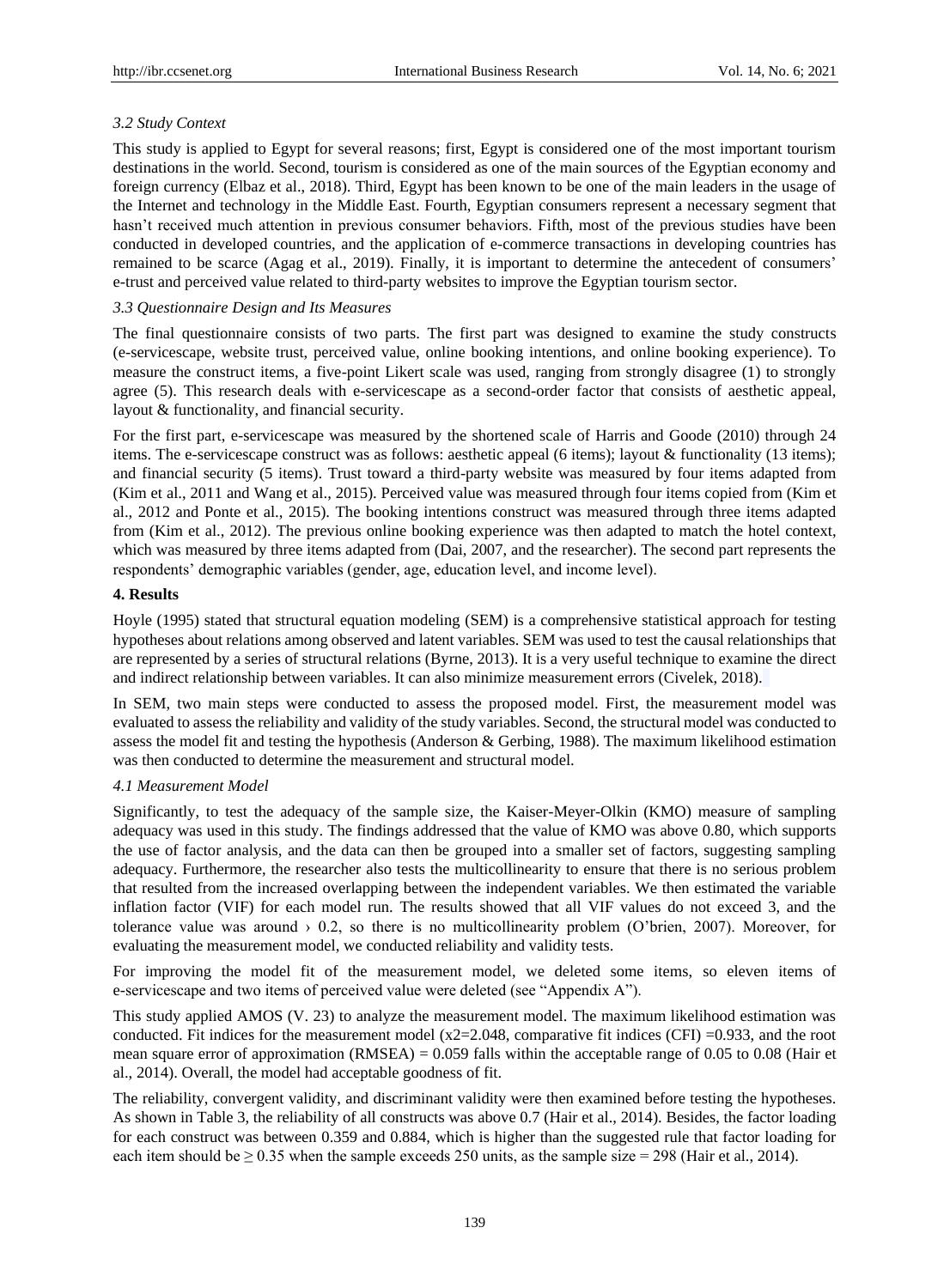### 3.2 Study Context

This study is applied to Egypt for several reasons; first, Egypt is considered one of the most important tourism destinations in the world. Second, tourism is considered as one of the main sources of the Egyptian economy and foreign currency (Elbaz et al., 2018). Third, Egypt has been known to be one of the main leaders in the usage of the Internet and technology in the Middle East. Fourth, Egyptian consumers represent a necessary segment that hasn't received much attention in previous consumer behaviors. Fifth, most of the previous studies have been conducted in developed countries, and the application of e-commerce transactions in developing countries has remained to be scarce (Agag et al., 2019). Finally, it is important to determine the antecedent of consumers' e-trust and perceived value related to third-party websites to improve the Egyptian tourism sector.

### 3.3 Questionnaire Design and Its Measures

The final questionnaire consists of two parts. The first part was designed to examine the study constructs (e-servicescape, website trust, perceived value, online booking intentions, and online booking experience). To measure the construct items, a five-point Likert scale was used, ranging from strongly disagree (1) to strongly agree (5). This research deals with e-servicescape as a second-order factor that consists of aesthetic appeal, layout & functionality, and financial security.

For the first part, e-servicescape was measured by the shortened scale of Harris and Goode (2010) through 24 items. The e-servicescape construct was as follows: aesthetic appeal (6 items); layout & functionality (13 items); and financial security (5 items). Trust toward a third-party website was measured by four items adapted from (Kim et al., 2011 and Wang et al., 2015). Perceived value was measured through four items copied from (Kim et al., 2012 and Ponte et al., 2015). The booking intentions construct was measured through three items adapted from (Kim et al., 2012). The previous online booking experience was then adapted to match the hotel context, which was measured by three items adapted from (Dai, 2007, and the researcher). The second part represents the respondents' demographic variables (gender, age, education level, and income level).

## 4. Results

Hoyle (1995) stated that structural equation modeling (SEM) is a comprehensive statistical approach for testing hypotheses about relations among observed and latent variables. SEM was used to test the causal relationships that are represented by a series of structural relations (Byrne, 2013). It is a very useful technique to examine the direct and indirect relationship between variables. It can also minimize measurement errors (Civelek, 2018).

In SEM, two main steps were conducted to assess the proposed model. First, the measurement model was evaluated to assess the reliability and validity of the study variables. Second, the structural model was conducted to assess the model fit and testing the hypothesis (Anderson & Gerbing, 1988). The maximum likelihood estimation was then conducted to determine the measurement and structural model.

### 4.1 Measurement Model

Significantly, to test the adequacy of the sample size, the Kaiser-Meyer-Olkin (KMO) measure of sampling adequacy was used in this study. The findings addressed that the value of KMO was above 0.80, which supports the use of factor analysis, and the data can then be grouped into a smaller set of factors, suggesting sampling adequacy. Furthermore, the researcher also tests the multicollinearity to ensure that there is no serious problem that resulted from the increased overlapping between the independent variables. We then estimated the variable inflation factor (VIF) for each model run. The results showed that all VIF values do not exceed 3, and the tolerance value was around › 0.2, so there is no multicollinearity problem (O'brien, 2007). Moreover, for evaluating the measurement model, we conducted reliability and validity tests.

For improving the model fit of the measurement model, we deleted some items, so eleven items of e-servicescape and two items of perceived value were deleted (see "Appendix A").

This study applied AMOS (V. 23) to analyze the measurement model. The maximum likelihood estimation was conducted. Fit indices for the measurement model ($x2=2.048$, comparative fit indices (CFI) $=0.933$, and the root mean square error of approximation (RMSEA) $= 0.059$ falls within the acceptable range of 0.05 to 0.08 (Hair et al., 2014). Overall, the model had acceptable goodness of fit.

The reliability, convergent validity, and discriminant validity were then examined before testing the hypotheses. As shown in Table 3, the reliability of all constructs was above 0.7 (Hair et al., 2014). Besides, the factor loading for each construct was between 0.359 and 0.884, which is higher than the suggested rule that factor loading for each item should be $\geq 0.35$ when the sample exceeds 250 units, as the sample size = 298 (Hair et al., 2014).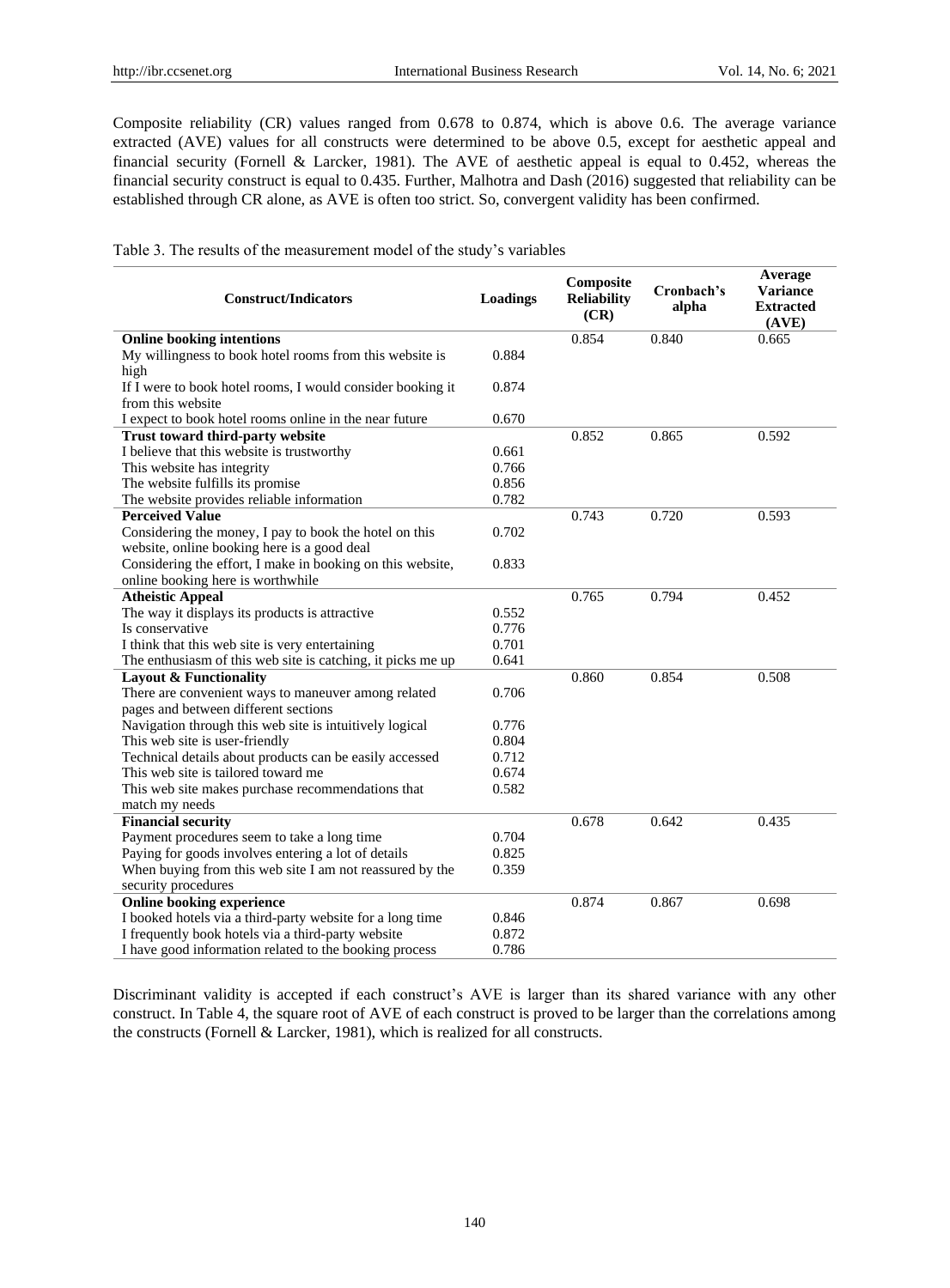Composite reliability (CR) values ranged from 0.678 to 0.874, which is above 0.6. The average variance extracted (AVE) values for all constructs were determined to be above 0.5, except for aesthetic appeal and financial security (Fornell & Larcker, 1981). The AVE of aesthetic appeal is equal to 0.452, whereas the financial security construct is equal to 0.435. Further, Malhotra and Dash (2016) suggested that reliability can be established through CR alone, as AVE is often too strict. So, convergent validity has been confirmed.

Table 3. The results of the measurement model of the study's variables

| Construct/Indicators | Loadings | Composite Reliability (CR) | Cronbach's alpha | Average Variance Extracted (AVE) |
|---|---|---|---|---|
| **Online booking intentions** | | 0.854 | 0.840 | 0.665 |
| My willingness to book hotel rooms from this website is high | 0.884 | | | |
| If I were to book hotel rooms, I would consider booking it from this website | 0.874 | | | |
| I expect to book hotel rooms online in the near future | 0.670 | | | |
| **Trust toward third-party website** | | 0.852 | 0.865 | 0.592 |
| I believe that this website is trustworthy | 0.661 | | | |
| This website has integrity | 0.766 | | | |
| The website fulfills its promise | 0.856 | | | |
| The website provides reliable information | 0.782 | | | |
| **Perceived Value** | | 0.743 | 0.720 | 0.593 |
| Considering the money, I pay to book the hotel on this website, online booking here is a good deal | 0.702 | | | |
| Considering the effort, I make in booking on this website, online booking here is worthwhile | 0.833 | | | |
| **Atheistic Appeal** | | 0.765 | 0.794 | 0.452 |
| The way it displays its products is attractive | 0.552 | | | |
| Is conservative | 0.776 | | | |
| I think that this web site is very entertaining | 0.701 | | | |
| The enthusiasm of this web site is catching, it picks me up | 0.641 | | | |
| **Layout & Functionality** | | 0.860 | 0.854 | 0.508 |
| There are convenient ways to maneuver among related pages and between different sections | 0.706 | | | |
| Navigation through this web site is intuitively logical | 0.776 | | | |
| This web site is user-friendly | 0.804 | | | |
| Technical details about products can be easily accessed | 0.712 | | | |
| This web site is tailored toward me | 0.674 | | | |
| This web site makes purchase recommendations that match my needs | 0.582 | | | |
| **Financial security** | | 0.678 | 0.642 | 0.435 |
| Payment procedures seem to take a long time | 0.704 | | | |
| Paying for goods involves entering a lot of details | 0.825 | | | |
| When buying from this web site I am not reassured by the security procedures | 0.359 | | | |
| **Online booking experience** | | 0.874 | 0.867 | 0.698 |
| I booked hotels via a third-party website for a long time | 0.846 | | | |
| I frequently book hotels via a third-party website | 0.872 | | | |
| I have good information related to the booking process | 0.786 | | | |

Discriminant validity is accepted if each construct's AVE is larger than its shared variance with any other construct. In Table 4, the square root of AVE of each construct is proved to be larger than the correlations among the constructs (Fornell & Larcker, 1981), which is realized for all constructs.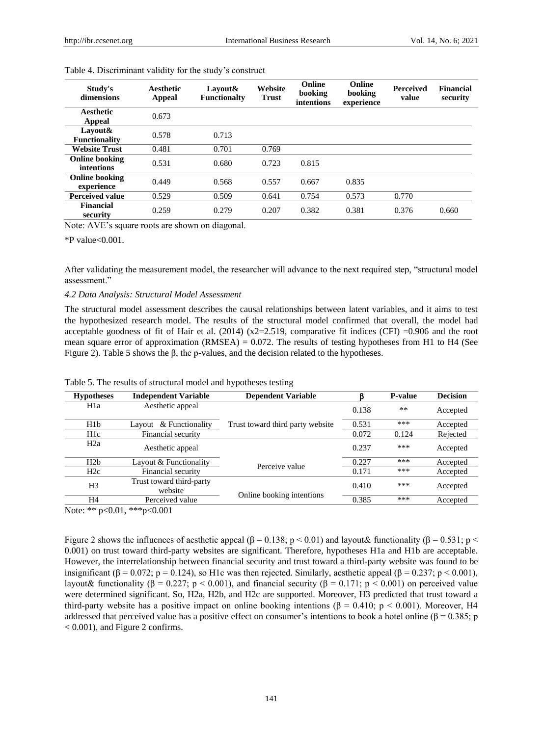Table 4. Discriminant validity for the study's construct

| Study's dimensions | Aesthetic Appeal | Layout& Functionalty | Website Trust | Online booking intentions | Online booking experience | Perceived value | Financial security |
|---|---|---|---|---|---|---|---|
| Aesthetic Appeal | 0.673 | | | | | | |
| Layout& Functionality | 0.578 | 0.713 | | | | | |
| Website Trust | 0.481 | 0.701 | 0.769 | | | | |
| Online booking intentions | 0.531 | 0.680 | 0.723 | 0.815 | | | |
| Online booking experience | 0.449 | 0.568 | 0.557 | 0.667 | 0.835 | | |
| Perceived value | 0.529 | 0.509 | 0.641 | 0.754 | 0.573 | 0.770 | |
| Financial security | 0.259 | 0.279 | 0.207 | 0.382 | 0.381 | 0.376 | 0.660 |

Note: AVE's square roots are shown on diagonal.

*P value<0.001.

After validating the measurement model, the researcher will advance to the next required step, "structural model assessment."

*4.2 Data Analysis: Structural Model Assessment*

The structural model assessment describes the causal relationships between latent variables, and it aims to test the hypothesized research model. The results of the structural model confirmed that overall, the model had acceptable goodness of fit of Hair et al. (2014) ($x2=2.519$, comparative fit indices (CFI) =0.906 and the root mean square error of approximation (RMSEA) = 0.072. The results of testing hypotheses from H1 to H4 (See Figure 2). Table 5 shows the β, the p-values, and the decision related to the hypotheses.

Table 5. The results of structural model and hypotheses testing

| Hypotheses | Independent Variable | Dependent Variable | β | P-value | Decision |
|---|---|---|---|---|---|
| H1a | Aesthetic appeal | Trust toward third party website | 0.138 | ** | Accepted |
| H1b | Layout & Functionality | | 0.531 | *** | Accepted |
| H1c | Financial security | | 0.072 | 0.124 | Rejected |
| H2a | Aesthetic appeal | Perceive value | 0.237 | *** | Accepted |
| H2b | Layout & Functionality | | 0.227 | *** | Accepted |
| H2c | Financial security | | 0.171 | *** | Accepted |
| H3 | Trust toward third-party website | Online booking intentions | 0.410 | *** | Accepted |
| H4 | Perceived value | | 0.385 | *** | Accepted |

Note: ** p<0.01, ***p<0.001

Figure 2 shows the influences of aesthetic appeal ($\beta = 0.138$; $p < 0.01$) and layout& functionality ($\beta = 0.531$; $p < 0.001$) on trust toward third-party websites are significant. Therefore, hypotheses H1a and H1b are acceptable. However, the interrelationship between financial security and trust toward a third-party website was found to be insignificant ($\beta = 0.072$; $p = 0.124$), so H1c was then rejected. Similarly, aesthetic appeal ($\beta = 0.237$; $p < 0.001$), layout& functionality ($\beta = 0.227$; $p < 0.001$), and financial security ($\beta = 0.171$; $p < 0.001$) on perceived value were determined significant. So, H2a, H2b, and H2c are supported. Moreover, H3 predicted that trust toward a third-party website has a positive impact on online booking intentions ($\beta = 0.410$; $p < 0.001$). Moreover, H4 addressed that perceived value has a positive effect on consumer's intentions to book a hotel online ($\beta = 0.385$; $p < 0.001$), and Figure 2 confirms.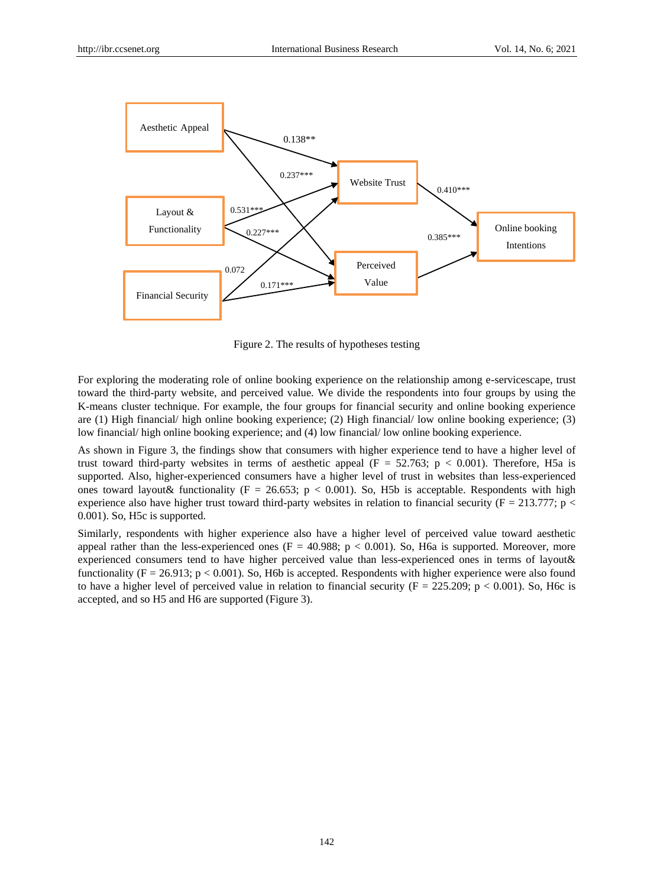Figure 2. The results of hypotheses testing

For exploring the moderating role of online booking experience on the relationship among e-servicescape, trust toward the third-party website, and perceived value. We divide the respondents into four groups by using the K-means cluster technique. For example, the four groups for financial security and online booking experience are (1) High financial/ high online booking experience; (2) High financial/ low online booking experience; (3) low financial/ high online booking experience; and (4) low financial/ low online booking experience.

As shown in Figure 3, the findings show that consumers with higher experience tend to have a higher level of trust toward third-party websites in terms of aesthetic appeal ($F = 52.763$; $p < 0.001$). Therefore, H5a is supported. Also, higher-experienced consumers have a higher level of trust in websites than less-experienced ones toward layout& functionality ($F = 26.653$; $p < 0.001$). So, H5b is acceptable. Respondents with high experience also have higher trust toward third-party websites in relation to financial security ($F = 213.777$; $p < 0.001$). So, H5c is supported.

Similarly, respondents with higher experience also have a higher level of perceived value toward aesthetic appeal rather than the less-experienced ones ($F = 40.988$; $p < 0.001$). So, H6a is supported. Moreover, more experienced consumers tend to have higher perceived value than less-experienced ones in terms of layout& functionality ($F = 26.913$; $p < 0.001$). So, H6b is accepted. Respondents with higher experience were also found to have a higher level of perceived value in relation to financial security ($F = 225.209$; $p < 0.001$). So, H6c is accepted, and so H5 and H6 are supported (Figure 3).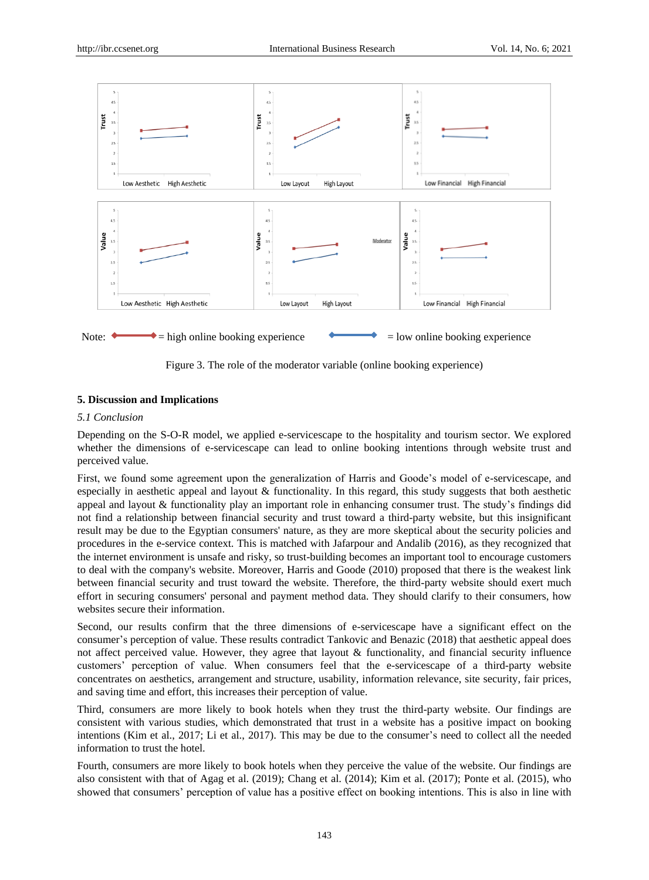Note: = high online booking experience = low online booking experience

Figure 3. The role of the moderator variable (online booking experience)

## 5. Discussion and Implications

### *5.1 Conclusion*

Depending on the S-O-R model, we applied e-servicescape to the hospitality and tourism sector. We explored whether the dimensions of e-servicescape can lead to online booking intentions through website trust and perceived value.

First, we found some agreement upon the generalization of Harris and Goode's model of e-servicescape, and especially in aesthetic appeal and layout & functionality. In this regard, this study suggests that both aesthetic appeal and layout & functionality play an important role in enhancing consumer trust. The study's findings did not find a relationship between financial security and trust toward a third-party website, but this insignificant result may be due to the Egyptian consumers' nature, as they are more skeptical about the security policies and procedures in the e-service context. This is matched with Jafarpour and Andalib (2016), as they recognized that the internet environment is unsafe and risky, so trust-building becomes an important tool to encourage customers to deal with the company's website. Moreover, Harris and Goode (2010) proposed that there is the weakest link between financial security and trust toward the website. Therefore, the third-party website should exert much effort in securing consumers' personal and payment method data. They should clarify to their consumers, how websites secure their information.

Second, our results confirm that the three dimensions of e-servicescape have a significant effect on the consumer's perception of value. These results contradict Tankovic and Benazic (2018) that aesthetic appeal does not affect perceived value. However, they agree that layout & functionality, and financial security influence customers' perception of value. When consumers feel that the e-servicescape of a third-party website concentrates on aesthetics, arrangement and structure, usability, information relevance, site security, fair prices, and saving time and effort, this increases their perception of value.

Third, consumers are more likely to book hotels when they trust the third-party website. Our findings are consistent with various studies, which demonstrated that trust in a website has a positive impact on booking intentions (Kim et al., 2017; Li et al., 2017). This may be due to the consumer's need to collect all the needed information to trust the hotel.

Fourth, consumers are more likely to book hotels when they perceive the value of the website. Our findings are also consistent with that of Agag et al. (2019); Chang et al. (2014); Kim et al. (2017); Ponte et al. (2015), who showed that consumers' perception of value has a positive effect on booking intentions. This is also in line with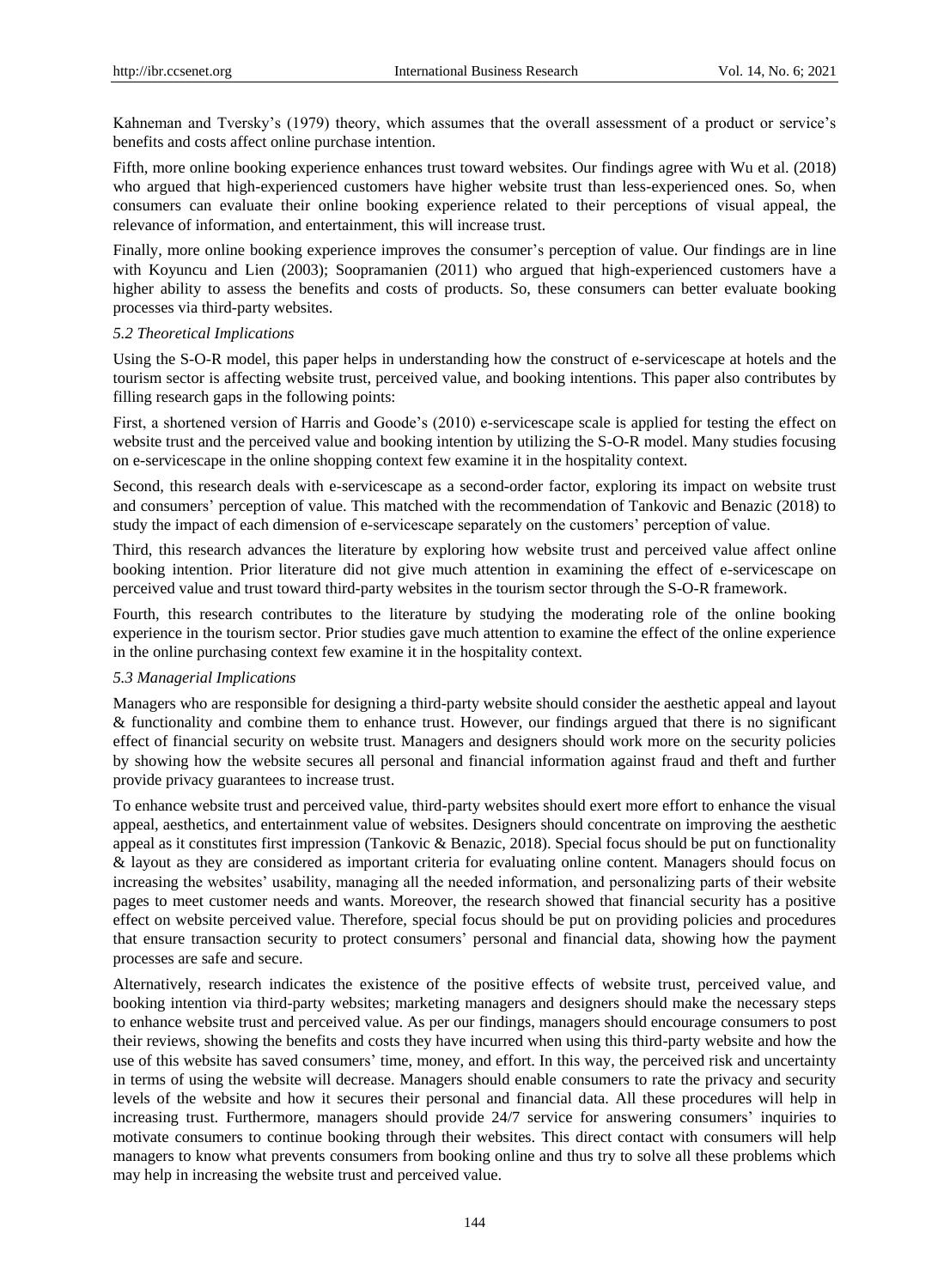Kahneman and Tversky's (1979) theory, which assumes that the overall assessment of a product or service's benefits and costs affect online purchase intention.

Fifth, more online booking experience enhances trust toward websites. Our findings agree with Wu et al. (2018) who argued that high-experienced customers have higher website trust than less-experienced ones. So, when consumers can evaluate their online booking experience related to their perceptions of visual appeal, the relevance of information, and entertainment, this will increase trust.

Finally, more online booking experience improves the consumer's perception of value. Our findings are in line with Koyuncu and Lien (2003); Soopramanien (2011) who argued that high-experienced customers have a higher ability to assess the benefits and costs of products. So, these consumers can better evaluate booking processes via third-party websites.

### *5.2 Theoretical Implications*

Using the S-O-R model, this paper helps in understanding how the construct of e-servicescape at hotels and the tourism sector is affecting website trust, perceived value, and booking intentions. This paper also contributes by filling research gaps in the following points:

First, a shortened version of Harris and Goode's (2010) e-servicescape scale is applied for testing the effect on website trust and the perceived value and booking intention by utilizing the S-O-R model. Many studies focusing on e-servicescape in the online shopping context few examine it in the hospitality context.

Second, this research deals with e-servicescape as a second-order factor, exploring its impact on website trust and consumers' perception of value. This matched with the recommendation of Tankovic and Benazic (2018) to study the impact of each dimension of e-servicescape separately on the customers' perception of value.

Third, this research advances the literature by exploring how website trust and perceived value affect online booking intention. Prior literature did not give much attention in examining the effect of e-servicescape on perceived value and trust toward third-party websites in the tourism sector through the S-O-R framework.

Fourth, this research contributes to the literature by studying the moderating role of the online booking experience in the tourism sector. Prior studies gave much attention to examine the effect of the online experience in the online purchasing context few examine it in the hospitality context.

### *5.3 Managerial Implications*

Managers who are responsible for designing a third-party website should consider the aesthetic appeal and layout & functionality and combine them to enhance trust. However, our findings argued that there is no significant effect of financial security on website trust. Managers and designers should work more on the security policies by showing how the website secures all personal and financial information against fraud and theft and further provide privacy guarantees to increase trust.

To enhance website trust and perceived value, third-party websites should exert more effort to enhance the visual appeal, aesthetics, and entertainment value of websites. Designers should concentrate on improving the aesthetic appeal as it constitutes first impression (Tankovic & Benazic, 2018). Special focus should be put on functionality & layout as they are considered as important criteria for evaluating online content. Managers should focus on increasing the websites' usability, managing all the needed information, and personalizing parts of their website pages to meet customer needs and wants. Moreover, the research showed that financial security has a positive effect on website perceived value. Therefore, special focus should be put on providing policies and procedures that ensure transaction security to protect consumers' personal and financial data, showing how the payment processes are safe and secure.

Alternatively, research indicates the existence of the positive effects of website trust, perceived value, and booking intention via third-party websites; marketing managers and designers should make the necessary steps to enhance website trust and perceived value. As per our findings, managers should encourage consumers to post their reviews, showing the benefits and costs they have incurred when using this third-party website and how the use of this website has saved consumers' time, money, and effort. In this way, the perceived risk and uncertainty in terms of using the website will decrease. Managers should enable consumers to rate the privacy and security levels of the website and how it secures their personal and financial data. All these procedures will help in increasing trust. Furthermore, managers should provide 24/7 service for answering consumers' inquiries to motivate consumers to continue booking through their websites. This direct contact with consumers will help managers to know what prevents consumers from booking online and thus try to solve all these problems which may help in increasing the website trust and perceived value.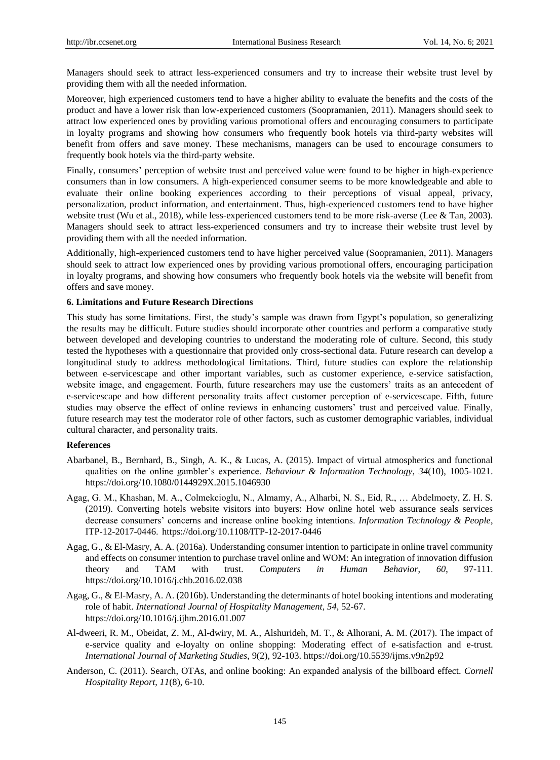Managers should seek to attract less-experienced consumers and try to increase their website trust level by providing them with all the needed information.

Moreover, high experienced customers tend to have a higher ability to evaluate the benefits and the costs of the product and have a lower risk than low-experienced customers (Soopramanien, 2011). Managers should seek to attract low experienced ones by providing various promotional offers and encouraging consumers to participate in loyalty programs and showing how consumers who frequently book hotels via third-party websites will benefit from offers and save money. These mechanisms, managers can be used to encourage consumers to frequently book hotels via the third-party website.

Finally, consumers' perception of website trust and perceived value were found to be higher in high-experience consumers than in low consumers. A high-experienced consumer seems to be more knowledgeable and able to evaluate their online booking experiences according to their perceptions of visual appeal, privacy, personalization, product information, and entertainment. Thus, high-experienced customers tend to have higher website trust (Wu et al., 2018), while less-experienced customers tend to be more risk-averse (Lee & Tan, 2003). Managers should seek to attract less-experienced consumers and try to increase their website trust level by providing them with all the needed information.

Additionally, high-experienced customers tend to have higher perceived value (Soopramanien, 2011). Managers should seek to attract low experienced ones by providing various promotional offers, encouraging participation in loyalty programs, and showing how consumers who frequently book hotels via the website will benefit from offers and save money.

## 6. Limitations and Future Research Directions

This study has some limitations. First, the study's sample was drawn from Egypt's population, so generalizing the results may be difficult. Future studies should incorporate other countries and perform a comparative study between developed and developing countries to understand the moderating role of culture. Second, this study tested the hypotheses with a questionnaire that provided only cross-sectional data. Future research can develop a longitudinal study to address methodological limitations. Third, future studies can explore the relationship between e-servicescape and other important variables, such as customer experience, e-service satisfaction, website image, and engagement. Fourth, future researchers may use the customers' traits as an antecedent of e-servicescape and how different personality traits affect customer perception of e-servicescape. Fifth, future studies may observe the effect of online reviews in enhancing customers' trust and perceived value. Finally, future research may test the moderator role of other factors, such as customer demographic variables, individual cultural character, and personality traits.

## References

Abarbanel, B., Bernhard, B., Singh, A. K., & Lucas, A. (2015). Impact of virtual atmospherics and functional qualities on the online gambler's experience. *Behaviour & Information Technology, 34*(10), 1005-1021. https://doi.org/10.1080/0144929X.2015.1046930

Agag, G. M., Khashan, M. A., Colmekcioglu, N., Almamy, A., Alharbi, N. S., Eid, R., … Abdelmoety, Z. H. S. (2019). Converting hotels website visitors into buyers: How online hotel web assurance seals services decrease consumers' concerns and increase online booking intentions. *Information Technology & People*, ITP-12-2017-0446. https://doi.org/10.1108/ITP-12-2017-0446

Agag, G., & El-Masry, A. A. (2016a). Understanding consumer intention to participate in online travel community and effects on consumer intention to purchase travel online and WOM: An integration of innovation diffusion theory and TAM with trust. *Computers in Human Behavior, 60*, 97-111. https://doi.org/10.1016/j.chb.2016.02.038

Agag, G., & El-Masry, A. A. (2016b). Understanding the determinants of hotel booking intentions and moderating role of habit. *International Journal of Hospitality Management, 54*, 52-67. https://doi.org/10.1016/j.ijhm.2016.01.007

Al-dweeri, R. M., Obeidat, Z. M., Al-dwiry, M. A., Alshurideh, M. T., & Alhorani, A. M. (2017). The impact of e-service quality and e-loyalty on online shopping: Moderating effect of e-satisfaction and e-trust. *International Journal of Marketing Studies*, 9(2), 92-103. https://doi.org/10.5539/ijms.v9n2p92

Anderson, C. (2011). Search, OTAs, and online booking: An expanded analysis of the billboard effect. *Cornell Hospitality Report, 11*(8), 6-10.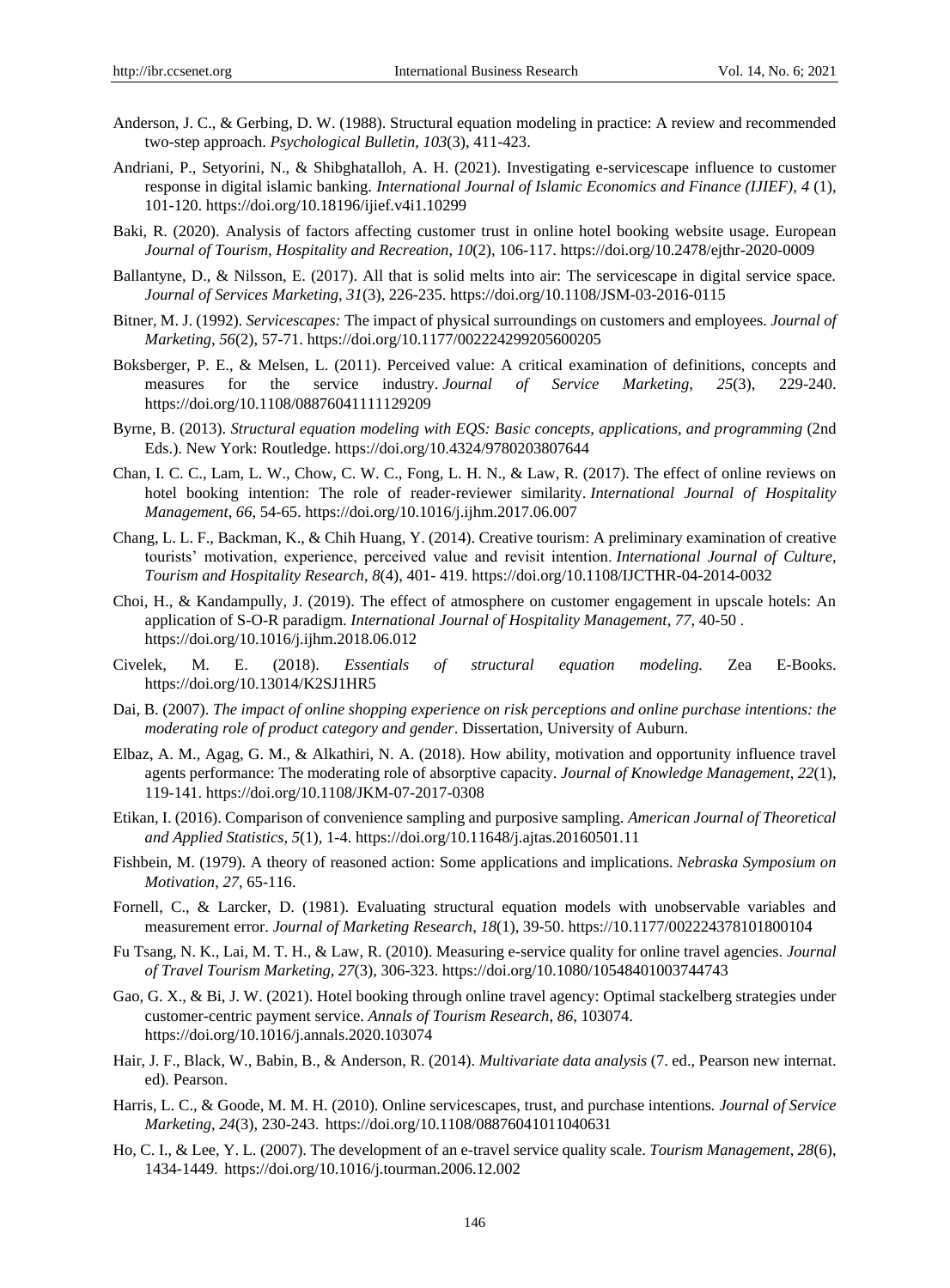Anderson, J. C., & Gerbing, D. W. (1988). Structural equation modeling in practice: A review and recommended two-step approach. *Psychological Bulletin*, *103*(3), 411-423.

Andriani, P., Setyorini, N., & Shibghatalloh, A. H. (2021). Investigating e-servicescape influence to customer response in digital islamic banking. *International Journal of Islamic Economics and Finance (IJIEF)*, *4* (1), 101-120. https://doi.org/10.18196/ijief.v4i1.10299

Baki, R. (2020). Analysis of factors affecting customer trust in online hotel booking website usage. European *Journal of Tourism, Hospitality and Recreation*, *10*(2), 106-117. https://doi.org/10.2478/ejthr-2020-0009

Ballantyne, D., & Nilsson, E. (2017). All that is solid melts into air: The servicescape in digital service space. *Journal of Services Marketing*, *31*(3), 226-235. https://doi.org/10.1108/JSM-03-2016-0115

Bitner, M. J. (1992). *Servicescapes:* The impact of physical surroundings on customers and employees. *Journal of Marketing*, *56*(2), 57-71. https://doi.org/10.1177/002224299205600205

Boksberger, P. E., & Melsen, L. (2011). Perceived value: A critical examination of definitions, concepts and measures for the service industry. *Journal of Service Marketing*, *25*(3), 229-240. https://doi.org/10.1108/08876041111129209

Byrne, B. (2013). *Structural equation modeling with EQS: Basic concepts, applications, and programming* (2nd Eds.). New York: Routledge. https://doi.org/10.4324/9780203807644

Chan, I. C. C., Lam, L. W., Chow, C. W. C., Fong, L. H. N., & Law, R. (2017). The effect of online reviews on hotel booking intention: The role of reader-reviewer similarity. *International Journal of Hospitality Management*, *66*, 54-65. https://doi.org/10.1016/j.ijhm.2017.06.007

Chang, L. L. F., Backman, K., & Chih Huang, Y. (2014). Creative tourism: A preliminary examination of creative tourists' motivation, experience, perceived value and revisit intention. *International Journal of Culture, Tourism and Hospitality Research*, *8*(4), 401- 419. https://doi.org/10.1108/IJCTHR-04-2014-0032

Choi, H., & Kandampully, J. (2019). The effect of atmosphere on customer engagement in upscale hotels: An application of S-O-R paradigm. *International Journal of Hospitality Management*, *77*, 40-50 . https://doi.org/10.1016/j.ijhm.2018.06.012

Civelek, M. E. (2018). *Essentials of structural equation modeling.* Zea E-Books. https://doi.org/10.13014/K2SJ1HR5

Dai, B. (2007). *The impact of online shopping experience on risk perceptions and online purchase intentions: the moderating role of product category and gender*. Dissertation, University of Auburn.

Elbaz, A. M., Agag, G. M., & Alkathiri, N. A. (2018). How ability, motivation and opportunity influence travel agents performance: The moderating role of absorptive capacity. *Journal of Knowledge Management*, *22*(1), 119-141. https://doi.org/10.1108/JKM-07-2017-0308

Etikan, I. (2016). Comparison of convenience sampling and purposive sampling. *American Journal of Theoretical and Applied Statistics*, *5*(1), 1-4. https://doi.org/10.11648/j.ajtas.20160501.11

Fishbein, M. (1979). A theory of reasoned action: Some applications and implications. *Nebraska Symposium on Motivation*, *27*, 65-116.

Fornell, C., & Larcker, D. (1981). Evaluating structural equation models with unobservable variables and measurement error. *Journal of Marketing Research*, *18*(1), 39-50. https://10.1177/002224378101800104

Fu Tsang, N. K., Lai, M. T. H., & Law, R. (2010). Measuring e-service quality for online travel agencies. *Journal of Travel Tourism Marketing*, *27*(3), 306-323. https://doi.org/10.1080/10548401003744743

Gao, G. X., & Bi, J. W. (2021). Hotel booking through online travel agency: Optimal stackelberg strategies under customer-centric payment service. *Annals of Tourism Research*, *86*, 103074. https://doi.org/10.1016/j.annals.2020.103074

Hair, J. F., Black, W., Babin, B., & Anderson, R. (2014). *Multivariate data analysis* (7. ed., Pearson new internat. ed). Pearson.

Harris, L. C., & Goode, M. M. H. (2010). Online servicescapes, trust, and purchase intentions*. Journal of Service Marketing*, *24*(3), 230-243. https://doi.org/10.1108/08876041011040631

Ho, C. I., & Lee, Y. L. (2007). The development of an e-travel service quality scale. *Tourism Management*, *28*(6), 1434-1449. https://doi.org/10.1016/j.tourman.2006.12.002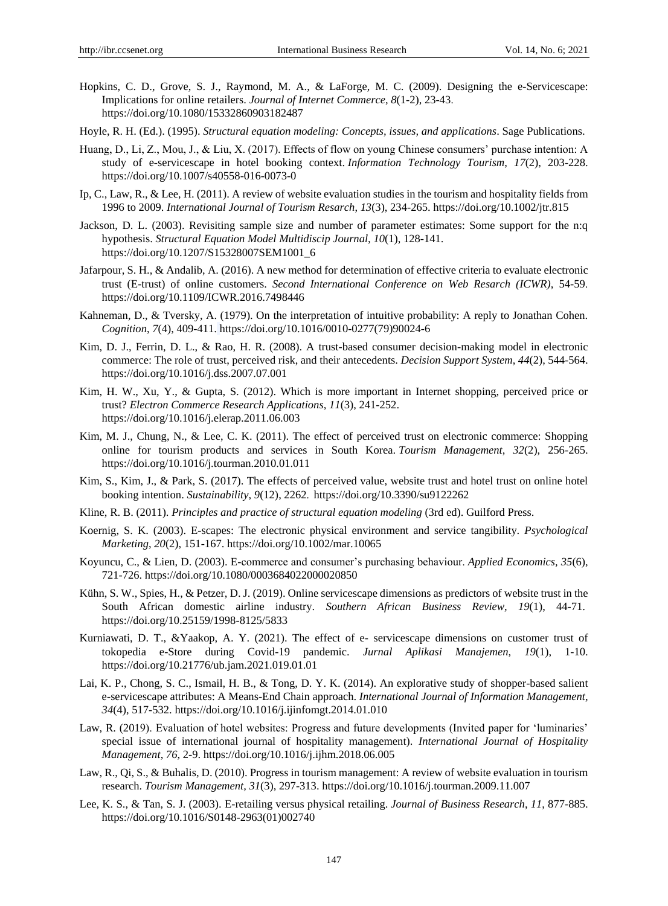Hopkins, C. D., Grove, S. J., Raymond, M. A., & LaForge, M. C. (2009). Designing the e-Servicescape: Implications for online retailers. *Journal of Internet Commerce*, *8*(1-2), 23-43. https://doi.org/10.1080/15332860903182487

Hoyle, R. H. (Ed.). (1995). *Structural equation modeling: Concepts, issues, and applications*. Sage Publications.

Huang, D., Li, Z., Mou, J., & Liu, X. (2017). Effects of flow on young Chinese consumers' purchase intention: A study of e-servicescape in hotel booking context. *Information Technology Tourism*, *17*(2), 203-228. https://doi.org/10.1007/s40558-016-0073-0

Ip, C., Law, R., & Lee, H. (2011). A review of website evaluation studies in the tourism and hospitality fields from 1996 to 2009. *International Journal of Tourism Resarch*, *13*(3), 234-265. https://doi.org/10.1002/jtr.815

Jackson, D. L. (2003). Revisiting sample size and number of parameter estimates: Some support for the n:q hypothesis. *Structural Equation Model Multidiscip Journal*, *10*(1), 128-141. https://doi.org/10.1207/S15328007SEM1001_6

Jafarpour, S. H., & Andalib, A. (2016). A new method for determination of effective criteria to evaluate electronic trust (E-trust) of online customers. *Second International Conference on Web Resarch (ICWR)*, 54-59. https://doi.org/10.1109/ICWR.2016.7498446

Kahneman, D., & Tversky, A. (1979). On the interpretation of intuitive probability: A reply to Jonathan Cohen. *Cognition*, *7*(4), 409-411. https://doi.org/10.1016/0010-0277(79)90024-6

Kim, D. J., Ferrin, D. L., & Rao, H. R. (2008). A trust-based consumer decision-making model in electronic commerce: The role of trust, perceived risk, and their antecedents. *Decision Support System*, *44*(2), 544-564. https://doi.org/10.1016/j.dss.2007.07.001

Kim, H. W., Xu, Y., & Gupta, S. (2012). Which is more important in Internet shopping, perceived price or trust? *Electron Commerce Research Applications*, *11*(3), 241-252. https://doi.org/10.1016/j.elerap.2011.06.003

Kim, M. J., Chung, N., & Lee, C. K. (2011). The effect of perceived trust on electronic commerce: Shopping online for tourism products and services in South Korea. *Tourism Management*, *32*(2), 256-265. https://doi.org/10.1016/j.tourman.2010.01.011

Kim, S., Kim, J., & Park, S. (2017). The effects of perceived value, website trust and hotel trust on online hotel booking intention. *Sustainability*, *9*(12), 2262. https://doi.org/10.3390/su9122262

Kline, R. B. (2011). *Principles and practice of structural equation modeling* (3rd ed). Guilford Press.

Koernig, S. K. (2003). E-scapes: The electronic physical environment and service tangibility. *Psychological Marketing*, *20*(2), 151-167. https://doi.org/10.1002/mar.10065

Koyuncu, C., & Lien, D. (2003). E-commerce and consumer's purchasing behaviour. *Applied Economics*, *35*(6), 721-726. https://doi.org/10.1080/0003684022000020850

Kühn, S. W., Spies, H., & Petzer, D. J. (2019). Online servicescape dimensions as predictors of website trust in the South African domestic airline industry. *Southern African Business Review*, *19*(1), 44-71. https://doi.org/10.25159/1998-8125/5833

Kurniawati, D. T., &Yaakop, A. Y. (2021). The effect of e- servicescape dimensions on customer trust of tokopedia e-Store during Covid-19 pandemic. *Jurnal Aplikasi Manajemen*, *19*(1), 1-10. https://doi.org/10.21776/ub.jam.2021.019.01.01

Lai, K. P., Chong, S. C., Ismail, H. B., & Tong, D. Y. K. (2014). An explorative study of shopper-based salient e-servicescape attributes: A Means-End Chain approach. *International Journal of Information Management*, *34*(4), 517-532. https://doi.org/10.1016/j.ijinfomgt.2014.01.010

Law, R. (2019). Evaluation of hotel websites: Progress and future developments (Invited paper for 'luminaries' special issue of international journal of hospitality management). *International Journal of Hospitality Management*, *76*, 2-9. https://doi.org/10.1016/j.ijhm.2018.06.005

Law, R., Qi, S., & Buhalis, D. (2010). Progress in tourism management: A review of website evaluation in tourism research. *Tourism Management*, *31*(3), 297-313. https://doi.org/10.1016/j.tourman.2009.11.007

Lee, K. S., & Tan, S. J. (2003). E-retailing versus physical retailing. *Journal of Business Research*, *11*, 877-885. https://doi.org/10.1016/S0148-2963(01)002740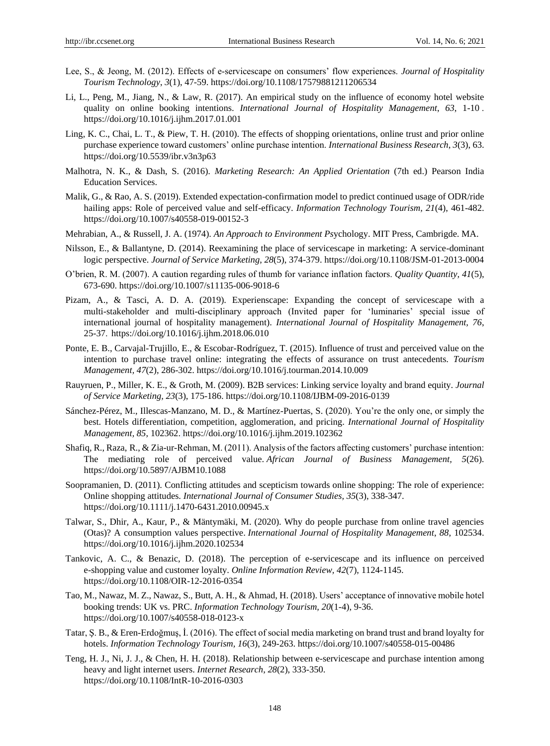Lee, S., & Jeong, M. (2012). Effects of e-servicescape on consumers' flow experiences. *Journal of Hospitality Tourism Technology*, *3*(1), 47-59. https://doi.org/10.1108/17579881211206534

Li, L., Peng, M., Jiang, N., & Law, R. (2017). An empirical study on the influence of economy hotel website quality on online booking intentions. *International Journal of Hospitality Management*, *63*, 1-10 . https://doi.org/10.1016/j.ijhm.2017.01.001

Ling, K. C., Chai, L. T., & Piew, T. H. (2010). The effects of shopping orientations, online trust and prior online purchase experience toward customers' online purchase intention. *International Business Research*, *3*(3), 63. https://doi.org/10.5539/ibr.v3n3p63

Malhotra, N. K., & Dash, S. (2016). *Marketing Research: An Applied Orientation* (7th ed.) Pearson India Education Services.

Malik, G., & Rao, A. S. (2019). Extended expectation-confirmation model to predict continued usage of ODR/ride hailing apps: Role of perceived value and self-efficacy. *Information Technology Tourism, 21*(4), 461-482. https://doi.org/10.1007/s40558-019-00152-3

Mehrabian, A., & Russell, J. A. (1974). *An Approach to Environment Ps*ychology. MIT Press, Cambrigde. MA.

Nilsson, E., & Ballantyne, D. (2014). Reexamining the place of servicescape in marketing: A service-dominant logic perspective. *Journal of Service Marketing*, *28*(5), 374-379. https://doi.org/10.1108/JSM-01-2013-0004

O'brien, R. M. (2007). A caution regarding rules of thumb for variance inflation factors. *Quality Quantity, 41*(5), 673-690. https://doi.org/10.1007/s11135-006-9018-6

Pizam, A., & Tasci, A. D. A. (2019). Experienscape: Expanding the concept of servicescape with a multi-stakeholder and multi-disciplinary approach (Invited paper for 'luminaries' special issue of international journal of hospitality management). *International Journal of Hospitality Management, 76*, 25-37. https://doi.org/10.1016/j.ijhm.2018.06.010

Ponte, E. B., Carvajal-Trujillo, E., & Escobar-Rodríguez, T. (2015). Influence of trust and perceived value on the intention to purchase travel online: integrating the effects of assurance on trust antecedents. *Tourism Management, 47*(2), 286-302. https://doi.org/10.1016/j.tourman.2014.10.009

Rauyruen, P., Miller, K. E., & Groth, M. (2009). B2B services: Linking service loyalty and brand equity. *Journal of Service Marketing, 23*(3), 175-186. https://doi.org/10.1108/IJBM-09-2016-0139

Sánchez-Pérez, M., Illescas-Manzano, M. D., & Martínez-Puertas, S. (2020). You're the only one, or simply the best. Hotels differentiation, competition, agglomeration, and pricing. *International Journal of Hospitality Management, 85,* 102362. https://doi.org/10.1016/j.ijhm.2019.102362

Shafiq, R., Raza, R., & Zia-ur-Rehman, M. (2011). Analysis of the factors affecting customers' purchase intention: The mediating role of perceived value. *African Journal of Business Management, 5*(26). https://doi.org/10.5897/AJBM10.1088

Soopramanien, D. (2011). Conflicting attitudes and scepticism towards online shopping: The role of experience: Online shopping attitudes. *International Journal of Consumer Studies, 35*(3), 338-347. https://doi.org/10.1111/j.1470-6431.2010.00945.x

Talwar, S., Dhir, A., Kaur, P., & Mäntymäki, M. (2020). Why do people purchase from online travel agencies (Otas)? A consumption values perspective. *International Journal of Hospitality Management*, *88*, 102534. https://doi.org/10.1016/j.ijhm.2020.102534

Tankovic, A. C., & Benazic, D. (2018). The perception of e-servicescape and its influence on perceived e-shopping value and customer loyalty. *Online Information Review, 42*(7), 1124-1145. https://doi.org/10.1108/OIR-12-2016-0354

Tao, M., Nawaz, M. Z., Nawaz, S., Butt, A. H., & Ahmad, H. (2018). Users' acceptance of innovative mobile hotel booking trends: UK vs. PRC. *Information Technology Tourism, 20*(1-4), 9-36. https://doi.org/10.1007/s40558-018-0123-x

Tatar, Ş. B., & Eren-Erdoğmuş, İ. (2016). The effect of social media marketing on brand trust and brand loyalty for hotels. *Information Technology Tourism, 16*(3), 249-263. https://doi.org/10.1007/s40558-015-00486

Teng, H. J., Ni, J. J., & Chen, H. H. (2018). Relationship between e-servicescape and purchase intention among heavy and light internet users. *Internet Research, 28*(2), 333-350. https://doi.org/10.1108/IntR-10-2016-0303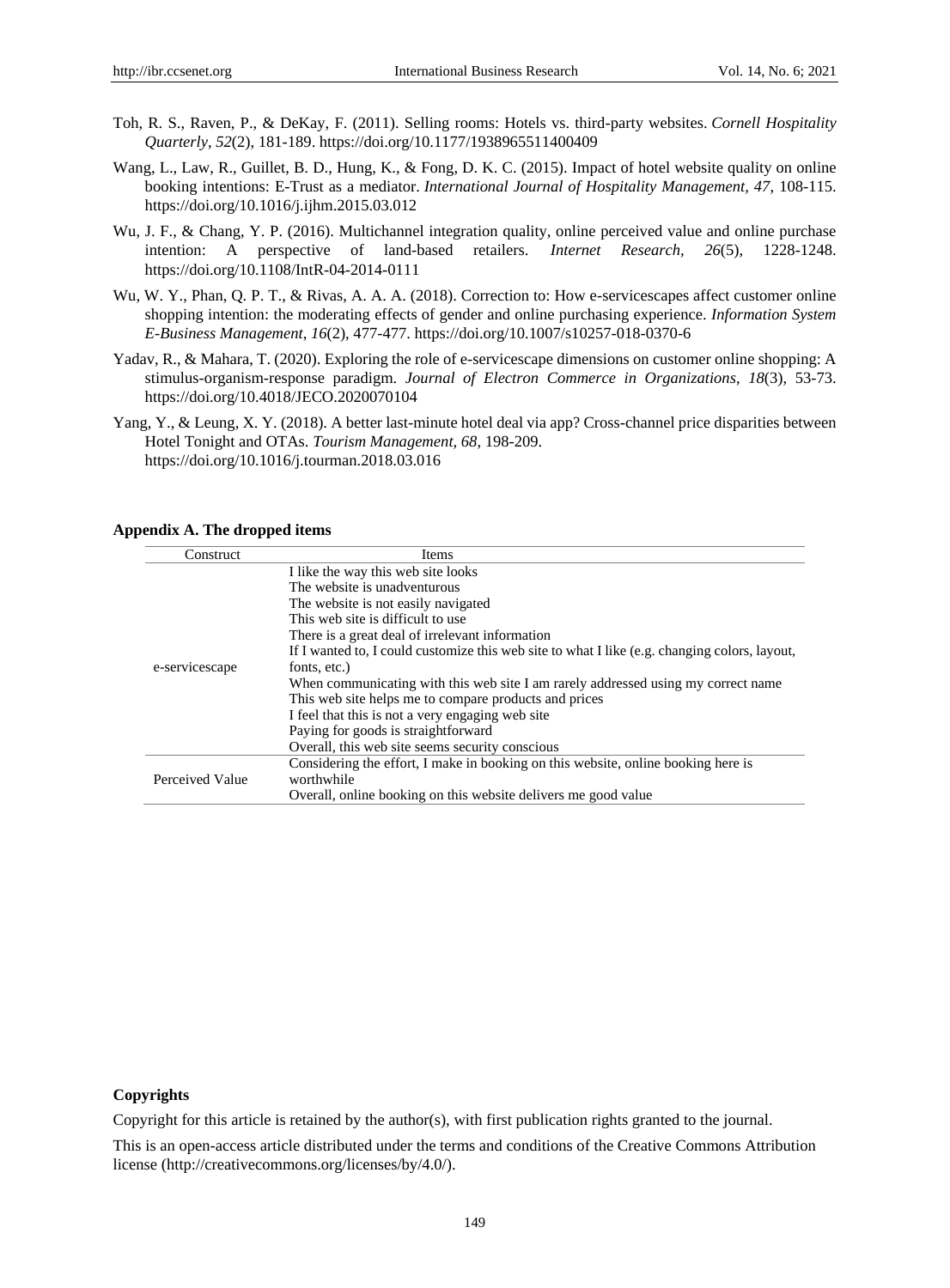Toh, R. S., Raven, P., & DeKay, F. (2011). Selling rooms: Hotels vs. third-party websites. *Cornell Hospitality Quarterly*, *52*(2), 181-189. https://doi.org/10.1177/1938965511400409

Wang, L., Law, R., Guillet, B. D., Hung, K., & Fong, D. K. C. (2015). Impact of hotel website quality on online booking intentions: E-Trust as a mediator. *International Journal of Hospitality Management*, *47*, 108-115. https://doi.org/10.1016/j.ijhm.2015.03.012

Wu, J. F., & Chang, Y. P. (2016). Multichannel integration quality, online perceived value and online purchase intention: A perspective of land-based retailers. *Internet Research*, *26*(5), 1228-1248. https://doi.org/10.1108/IntR-04-2014-0111

Wu, W. Y., Phan, Q. P. T., & Rivas, A. A. A. (2018). Correction to: How e-servicescapes affect customer online shopping intention: the moderating effects of gender and online purchasing experience. *Information System E-Business Management*, *16*(2), 477-477. https://doi.org/10.1007/s10257-018-0370-6

Yadav, R., & Mahara, T. (2020). Exploring the role of e-servicescape dimensions on customer online shopping: A stimulus-organism-response paradigm. *Journal of Electron Commerce in Organizations*, *18*(3), 53-73. https://doi.org/10.4018/JECO.2020070104

Yang, Y., & Leung, X. Y. (2018). A better last-minute hotel deal via app? Cross-channel price disparities between Hotel Tonight and OTAs. *Tourism Management*, *68*, 198-209. https://doi.org/10.1016/j.tourman.2018.03.016

**Appendix A. The dropped items**

| Construct | Items |
|---|---|
| e-servicescape | I like the way this web site looks |
| | The website is unadventurous |
| | The website is not easily navigated |
| | This web site is difficult to use |
| | There is a great deal of irrelevant information |
| | If I wanted to, I could customize this web site to what I like (e.g. changing colors, layout, fonts, etc.) |
| | When communicating with this web site I am rarely addressed using my correct name |
| | This web site helps me to compare products and prices |
| | I feel that this is not a very engaging web site |
| | Paying for goods is straightforward |
| | Overall, this web site seems security conscious |
| Perceived Value | Considering the effort, I make in booking on this website, online booking here is worthwhile |
| | Overall, online booking on this website delivers me good value |

**Copyrights**

Copyright for this article is retained by the author(s), with first publication rights granted to the journal.

This is an open-access article distributed under the terms and conditions of the Creative Commons Attribution license (http://creativecommons.org/licenses/by/4.0/).